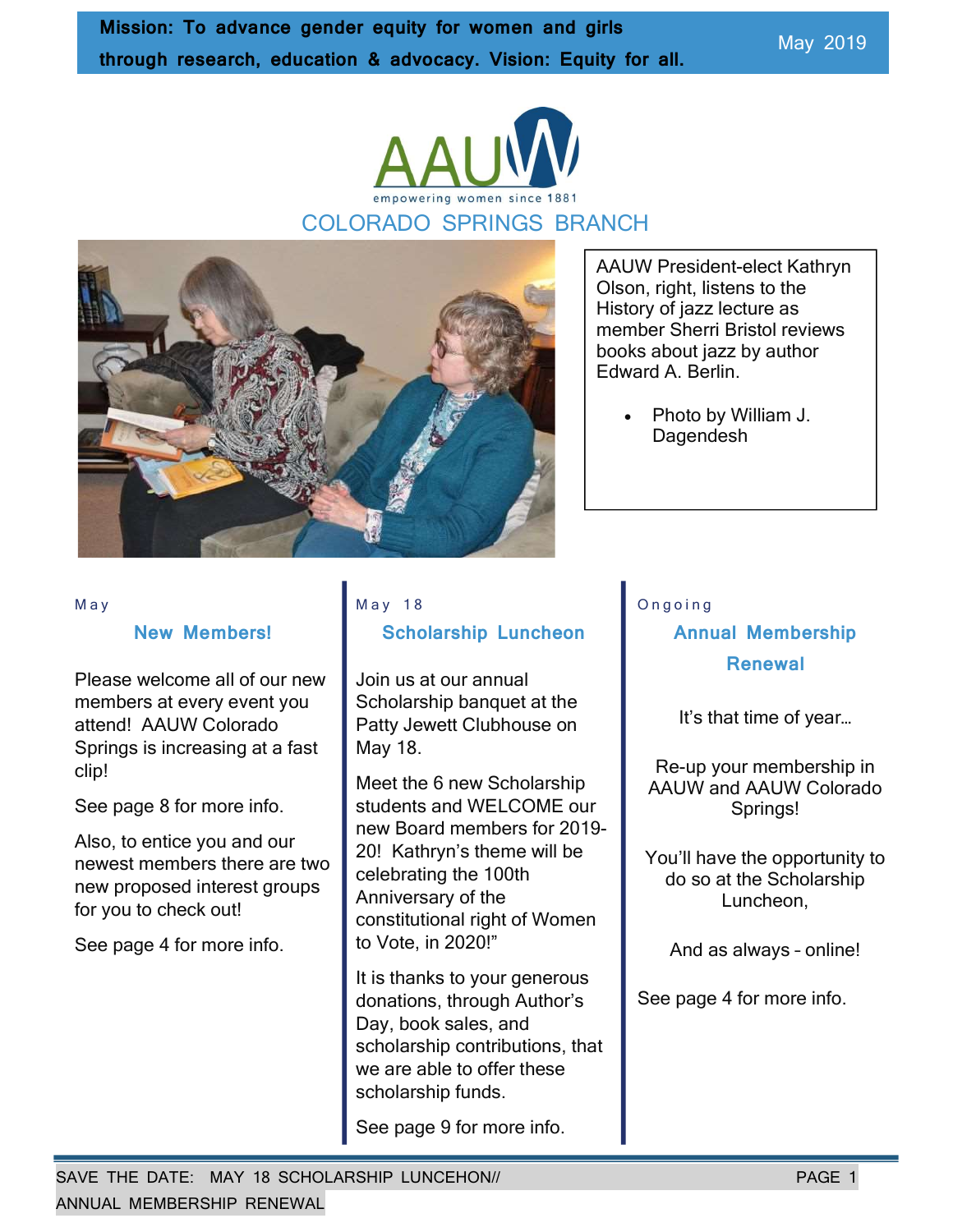**Mission: To advance gender equity for women and girls through research, education & advocacy. Vision: Equity for all.**

May 2019

AAUW

empowering women since 1881

# COLORADO SPRINGS BRANCH

AAUW President-elect Kathryn Olson, right, listens to the History of jazz lecture as member Sherri Bristol reviews books about jazz by author Edward A. Berlin.

- Photo by William J. Dagendesh

May

## New Members!

Please welcome all of our new members at every event you attend! AAUW Colorado Springs is increasing at a fast clip!

See page 8 for more info.

Also, to entice you and our newest members there are two new proposed interest groups for you to check out!

See page 4 for more info.

May 18

## Scholarship Luncheon

Join us at our annual Scholarship banquet at the Patty Jewett Clubhouse on May 18.

Meet the 6 new Scholarship students and WELCOME our new Board members for 2019-20! Kathryn's theme will be celebrating the 100th Anniversary of the constitutional right of Women to Vote, in 2020!"

It is thanks to your generous donations, through Author's Day, book sales, and scholarship contributions, that we are able to offer these scholarship funds.

See page 9 for more info.

Ongoing

## Annual Membership Renewal

It's that time of year…

Re-up your membership in AAUW and AAUW Colorado Springs!

You'll have the opportunity to do so at the Scholarship Luncheon,

And as always - online!

See page 4 for more info.

SAVE THE DATE: MAY 18 SCHOLARSHIP LUNCEHON// ANNUAL MEMBERSHIP RENEWAL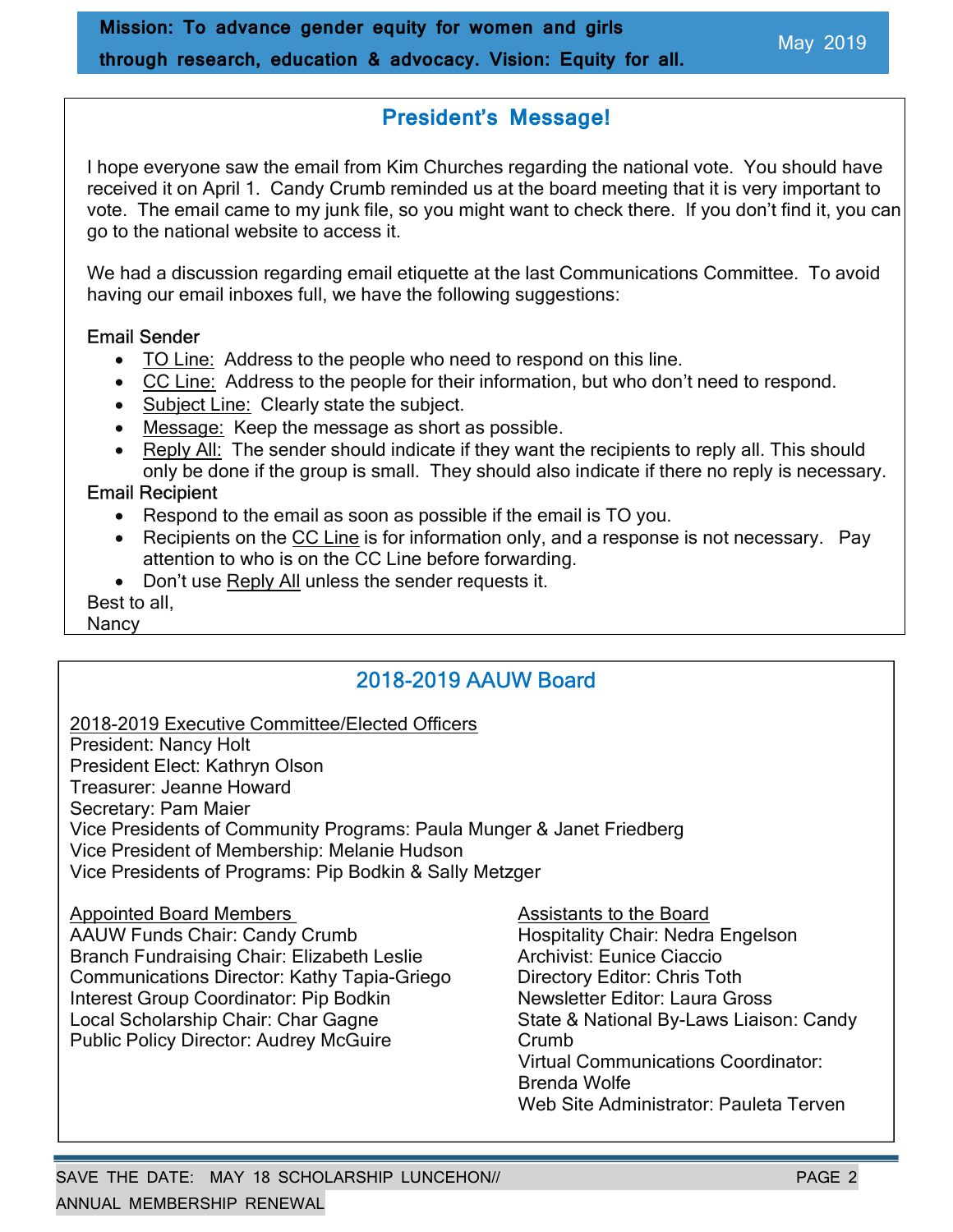**Mission: To advance gender equity for women and girls through research, education & advocacy. Vision: Equity for all.**

May 2019

## President's Message!

I hope everyone saw the email from Kim Churches regarding the national vote. You should have received it on April 1. Candy Crumb reminded us at the board meeting that it is very important to vote. The email came to my junk file, so you might want to check there. If you don't find it, you can go to the national website to access it.

We had a discussion regarding email etiquette at the last Communications Committee. To avoid having our email inboxes full, we have the following suggestions:

Email Sender

- TO Line: Address to the people who need to respond on this line.
- CC Line: Address to the people for their information, but who don't need to respond.
- Subject Line: Clearly state the subject.
- Message: Keep the message as short as possible.
- Reply All: The sender should indicate if they want the recipients to reply all. This should only be done if the group is small. They should also indicate if there no reply is necessary.

Email Recipient

- Respond to the email as soon as possible if the email is TO you.
- Recipients on the CC Line is for information only, and a response is not necessary. Pay attention to who is on the CC Line before forwarding.
- Don't use Reply All unless the sender requests it.

Best to all,
Nancy

## 2018-2019 AAUW Board

2018-2019 Executive Committee/Elected Officers

President: Nancy Holt
President Elect: Kathryn Olson
Treasurer: Jeanne Howard
Secretary: Pam Maier
Vice Presidents of Community Programs: Paula Munger & Janet Friedberg
Vice President of Membership: Melanie Hudson
Vice Presidents of Programs: Pip Bodkin & Sally Metzger

Appointed Board Members

AAUW Funds Chair: Candy Crumb
Branch Fundraising Chair: Elizabeth Leslie
Communications Director: Kathy Tapia-Griego
Interest Group Coordinator: Pip Bodkin
Local Scholarship Chair: Char Gagne
Public Policy Director: Audrey McGuire

Assistants to the Board

Hospitality Chair: Nedra Engelson
Archivist: Eunice Ciaccio
Directory Editor: Chris Toth
Newsletter Editor: Laura Gross
State & National By-Laws Liaison: Candy Crumb
Virtual Communications Coordinator: Brenda Wolfe
Web Site Administrator: Pauleta Terven

SAVE THE DATE: MAY 18 SCHOLARSHIP LUNCHEON// ANNUAL MEMBERSHIP RENEWAL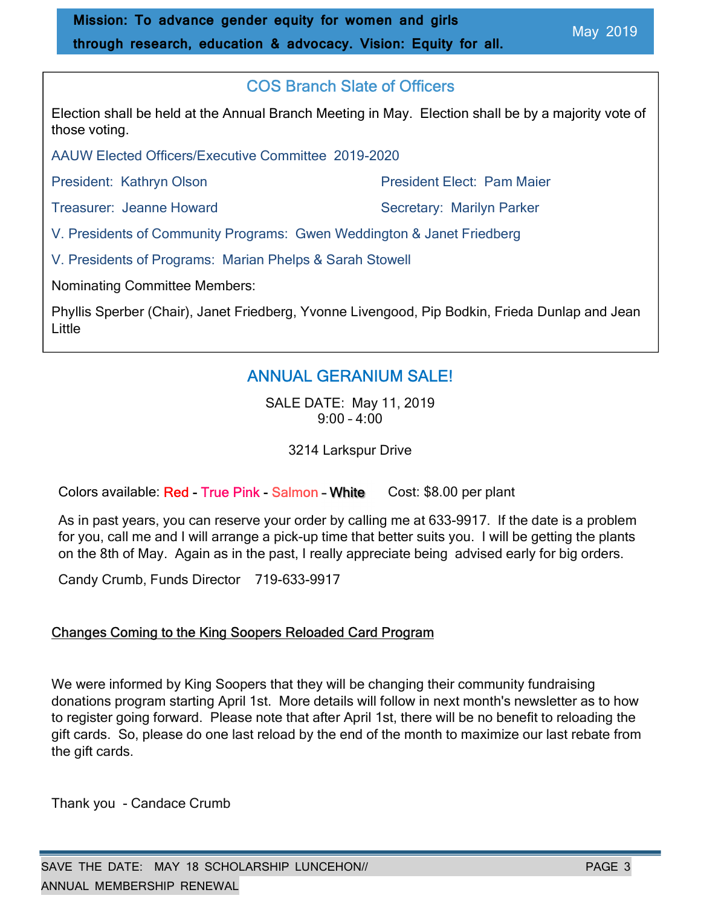**Mission: To advance gender equity for women and girls through research, education & advocacy. Vision: Equity for all.**

May 2019

## COS Branch Slate of Officers

Election shall be held at the Annual Branch Meeting in May. Election shall be by a majority vote of those voting.

AAUW Elected Officers/Executive Committee 2019-2020

President: Kathryn Olson

President Elect: Pam Maier

Treasurer: Jeanne Howard

Secretary: Marilyn Parker

V. Presidents of Community Programs: Gwen Weddington & Janet Friedberg

V. Presidents of Programs: Marian Phelps & Sarah Stowell

Nominating Committee Members:

Phyllis Sperber (Chair), Janet Friedberg, Yvonne Livengood, Pip Bodkin, Frieda Dunlap and Jean Little

## ANNUAL GERANIUM SALE!

SALE DATE: May 11, 2019
9:00 – 4:00

3214 Larkspur Drive

Colors available: Red - True Pink - Salmon – White    Cost: $8.00 per plant

As in past years, you can reserve your order by calling me at 633-9917. If the date is a problem for you, call me and I will arrange a pick-up time that better suits you. I will be getting the plants on the 8th of May. Again as in the past, I really appreciate being advised early for big orders.

Candy Crumb, Funds Director    719-633-9917

### Changes Coming to the King Soopers Reloaded Card Program

We were informed by King Soopers that they will be changing their community fundraising donations program starting April 1st. More details will follow in next month's newsletter as to how to register going forward. Please note that after April 1st, there will be no benefit to reloading the gift cards. So, please do one last reload by the end of the month to maximize our last rebate from the gift cards.

Thank you - Candace Crumb

SAVE THE DATE: MAY 18 SCHOLARSHIP LUNCHEON// ANNUAL MEMBERSHIP RENEWAL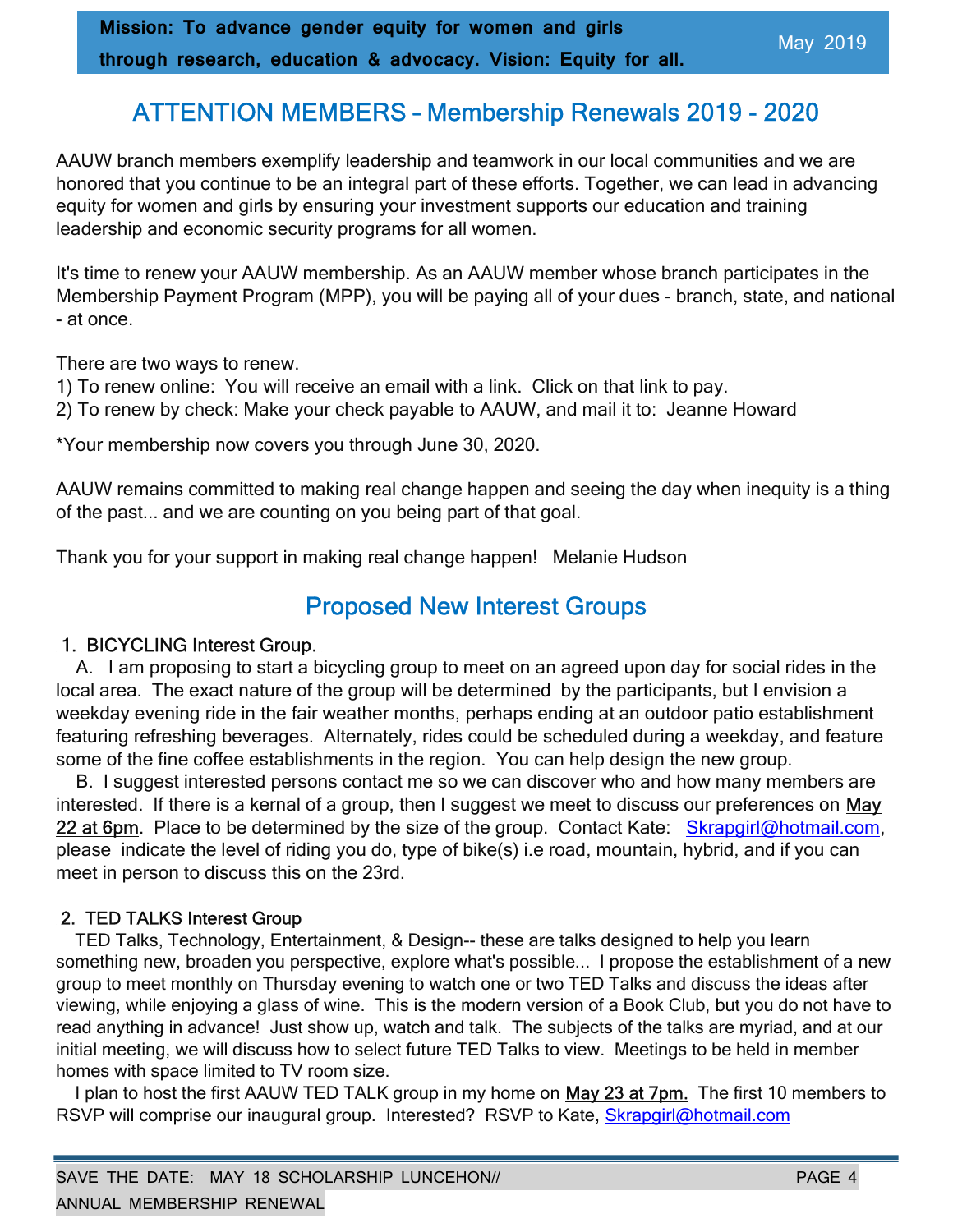**Mission: To advance gender equity for women and girls through research, education & advocacy. Vision: Equity for all.**

May 2019

## ATTENTION MEMBERS – Membership Renewals 2019 - 2020

AAUW branch members exemplify leadership and teamwork in our local communities and we are honored that you continue to be an integral part of these efforts. Together, we can lead in advancing equity for women and girls by ensuring your investment supports our education and training leadership and economic security programs for all women.

It's time to renew your AAUW membership. As an AAUW member whose branch participates in the Membership Payment Program (MPP), you will be paying all of your dues - branch, state, and national - at once.

There are two ways to renew.
1) To renew online: You will receive an email with a link. Click on that link to pay.
2) To renew by check: Make your check payable to AAUW, and mail it to: Jeanne Howard

*Your membership now covers you through June 30, 2020.

AAUW remains committed to making real change happen and seeing the day when inequity is a thing of the past... and we are counting on you being part of that goal.

Thank you for your support in making real change happen! Melanie Hudson

## Proposed New Interest Groups

1. BICYCLING Interest Group.

A. I am proposing to start a bicycling group to meet on an agreed upon day for social rides in the local area. The exact nature of the group will be determined by the participants, but I envision a weekday evening ride in the fair weather months, perhaps ending at an outdoor patio establishment featuring refreshing beverages. Alternately, rides could be scheduled during a weekday, and feature some of the fine coffee establishments in the region. You can help design the new group.

B. I suggest interested persons contact me so we can discover who and how many members are interested. If there is a kernal of a group, then I suggest we meet to discuss our preferences on May 22 at 6pm. Place to be determined by the size of the group. Contact Kate: Skrapgirl@hotmail.com, please indicate the level of riding you do, type of bike(s) i.e road, mountain, hybrid, and if you can meet in person to discuss this on the 23rd.

2. TED TALKS Interest Group

TED Talks, Technology, Entertainment, & Design-- these are talks designed to help you learn something new, broaden you perspective, explore what's possible... I propose the establishment of a new group to meet monthly on Thursday evening to watch one or two TED Talks and discuss the ideas after viewing, while enjoying a glass of wine. This is the modern version of a Book Club, but you do not have to read anything in advance! Just show up, watch and talk. The subjects of the talks are myriad, and at our initial meeting, we will discuss how to select future TED Talks to view. Meetings to be held in member homes with space limited to TV room size.

I plan to host the first AAUW TED TALK group in my home on May 23 at 7pm. The first 10 members to RSVP will comprise our inaugural group. Interested? RSVP to Kate, Skrapgirl@hotmail.com

SAVE THE DATE: MAY 18 SCHOLARSHIP LUNCHEON// ANNUAL MEMBERSHIP RENEWAL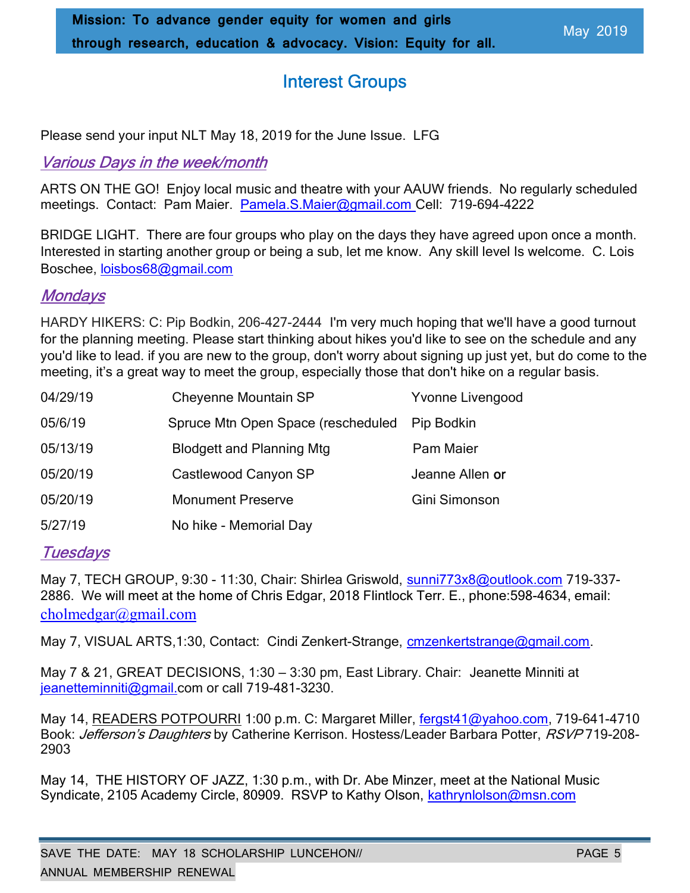Mission: To advance gender equity for women and girls through research, education & advocacy. Vision: Equity for all.

May 2019

# Interest Groups

Please send your input NLT May 18, 2019 for the June Issue. LFG

## *Various Days in the week/month*

ARTS ON THE GO! Enjoy local music and theatre with your AAUW friends. No regularly scheduled meetings. Contact: Pam Maier. Pamela.S.Maier@gmail.com Cell: 719-694-4222

BRIDGE LIGHT. There are four groups who play on the days they have agreed upon once a month. Interested in starting another group or being a sub, let me know. Any skill level Is welcome. C. Lois Boschee, loisbos68@gmail.com

## *Mondays*

HARDY HIKERS: C: Pip Bodkin, 206-427-2444 I'm very much hoping that we'll have a good turnout for the planning meeting. Please start thinking about hikes you'd like to see on the schedule and any you'd like to lead. if you are new to the group, don't worry about signing up just yet, but do come to the meeting, it's a great way to meet the group, especially those that don't hike on a regular basis.

| | | |
|---|---|---|
| 04/29/19 | Cheyenne Mountain SP | Yvonne Livengood |
| 05/6/19 | Spruce Mtn Open Space (rescheduled | Pip Bodkin |
| 05/13/19 | Blodgett and Planning Mtg | Pam Maier |
| 05/20/19 | Castlewood Canyon SP | Jeanne Allen **or** |
| 05/20/19 | Monument Preserve | Gini Simonson |
| 5/27/19 | No hike - Memorial Day | |

## *Tuesdays*

May 7, TECH GROUP, 9:30 - 11:30, Chair: Shirlea Griswold, sunni773x8@outlook.com 719-337-2886. We will meet at the home of Chris Edgar, 2018 Flintlock Terr. E., phone:598-4634, email: cholmedgar@gmail.com

May 7, VISUAL ARTS,1:30, Contact: Cindi Zenkert-Strange, cmzenkertstrange@gmail.com.

May 7 & 21, GREAT DECISIONS, 1:30 – 3:30 pm, East Library. Chair: Jeanette Minniti at jeanetteminniti@gmail.com or call 719-481-3230.

May 14, READERS POTPOURRI 1:00 p.m. C: Margaret Miller, fergst41@yahoo.com, 719-641-4710 Book: *Jefferson's Daughters* by Catherine Kerrison. Hostess/Leader Barbara Potter, *RSVP* 719-208-2903

May 14, THE HISTORY OF JAZZ, 1:30 p.m., with Dr. Abe Minzer, meet at the National Music Syndicate, 2105 Academy Circle, 80909. RSVP to Kathy Olson, kathrynlolson@msn.com

SAVE THE DATE: MAY 18 SCHOLARSHIP LUNCEHON// ANNUAL MEMBERSHIP RENEWAL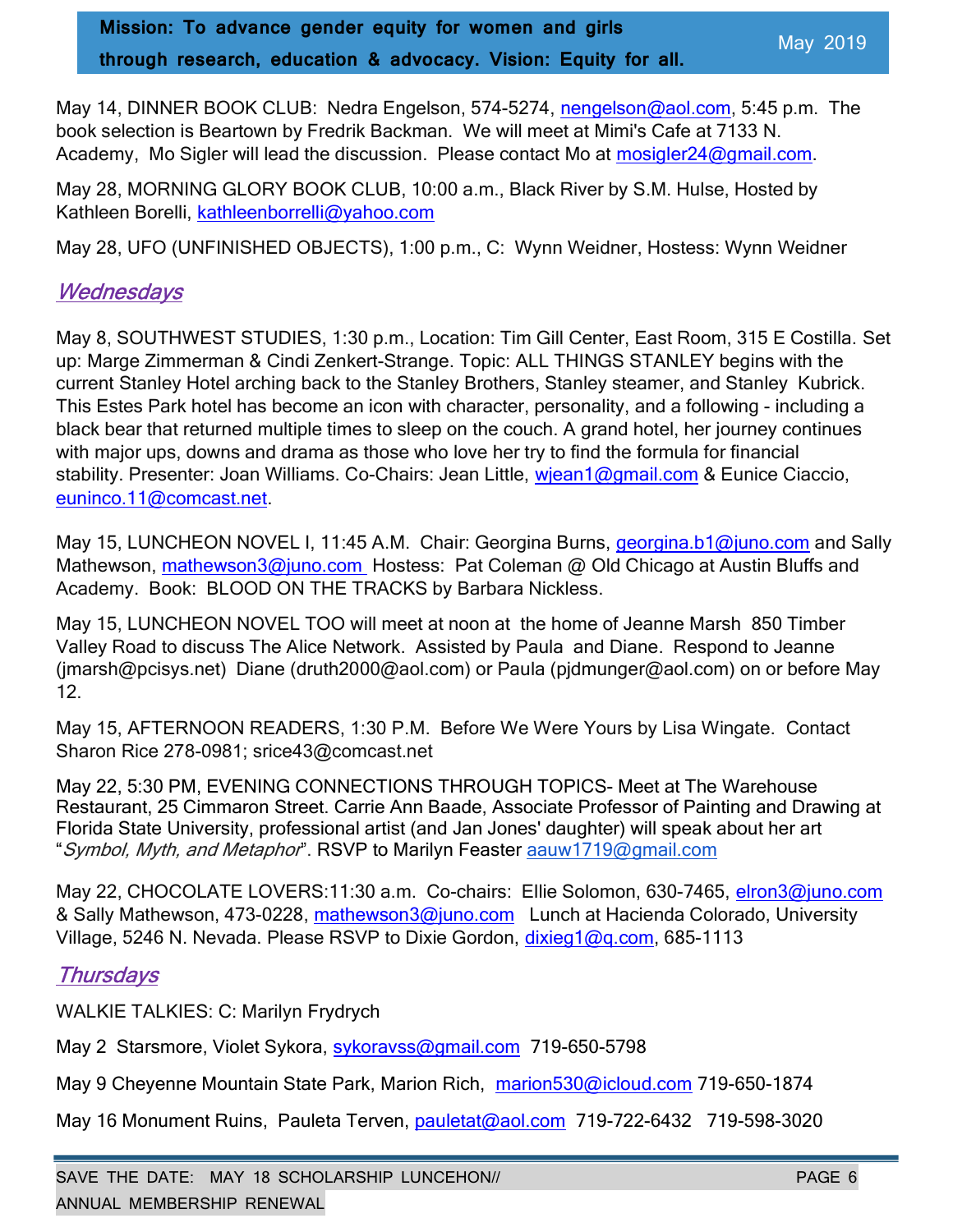May 14, DINNER BOOK CLUB: Nedra Engelson, 574-5274, nengelson@aol.com, 5:45 p.m. The book selection is Beartown by Fredrik Backman. We will meet at Mimi's Cafe at 7133 N. Academy, Mo Sigler will lead the discussion. Please contact Mo at mosigler24@gmail.com.

May 28, MORNING GLORY BOOK CLUB, 10:00 a.m., Black River by S.M. Hulse, Hosted by Kathleen Borelli, kathleenborrelli@yahoo.com

May 28, UFO (UNFINISHED OBJECTS), 1:00 p.m., C: Wynn Weidner, Hostess: Wynn Weidner

## *Wednesdays*

May 8, SOUTHWEST STUDIES, 1:30 p.m., Location: Tim Gill Center, East Room, 315 E Costilla. Set up: Marge Zimmerman & Cindi Zenkert-Strange. Topic: ALL THINGS STANLEY begins with the current Stanley Hotel arching back to the Stanley Brothers, Stanley steamer, and Stanley Kubrick. This Estes Park hotel has become an icon with character, personality, and a following - including a black bear that returned multiple times to sleep on the couch. A grand hotel, her journey continues with major ups, downs and drama as those who love her try to find the formula for financial stability. Presenter: Joan Williams. Co-Chairs: Jean Little, wjean1@gmail.com & Eunice Ciaccio, euninco.11@comcast.net.

May 15, LUNCHEON NOVEL I, 11:45 A.M. Chair: Georgina Burns, georgina.b1@juno.com and Sally Mathewson, mathewson3@juno.com Hostess: Pat Coleman @ Old Chicago at Austin Bluffs and Academy. Book: BLOOD ON THE TRACKS by Barbara Nickless.

May 15, LUNCHEON NOVEL TOO will meet at noon at the home of Jeanne Marsh 850 Timber Valley Road to discuss The Alice Network. Assisted by Paula and Diane. Respond to Jeanne (jmarsh@pcisys.net) Diane (druth2000@aol.com) or Paula (pjdmunger@aol.com) on or before May 12.

May 15, AFTERNOON READERS, 1:30 P.M. Before We Were Yours by Lisa Wingate. Contact Sharon Rice 278-0981; srice43@comcast.net

May 22, 5:30 PM, EVENING CONNECTIONS THROUGH TOPICS- Meet at The Warehouse Restaurant, 25 Cimmaron Street. Carrie Ann Baade, Associate Professor of Painting and Drawing at Florida State University, professional artist (and Jan Jones' daughter) will speak about her art "*Symbol, Myth, and Metaphor*". RSVP to Marilyn Feaster aauw1719@gmail.com

May 22, CHOCOLATE LOVERS:11:30 a.m. Co-chairs: Ellie Solomon, 630-7465, elron3@juno.com & Sally Mathewson, 473-0228, mathewson3@juno.com Lunch at Hacienda Colorado, University Village, 5246 N. Nevada. Please RSVP to Dixie Gordon, dixieg1@q.com, 685-1113

## *Thursdays*

WALKIE TALKIES: C: Marilyn Frydrych

May 2 Starsmore, Violet Sykora, sykoravss@gmail.com 719-650-5798

May 9 Cheyenne Mountain State Park, Marion Rich, marion530@icloud.com 719-650-1874

May 16 Monument Ruins, Pauleta Terven, pauletat@aol.com 719-722-6432 719-598-3020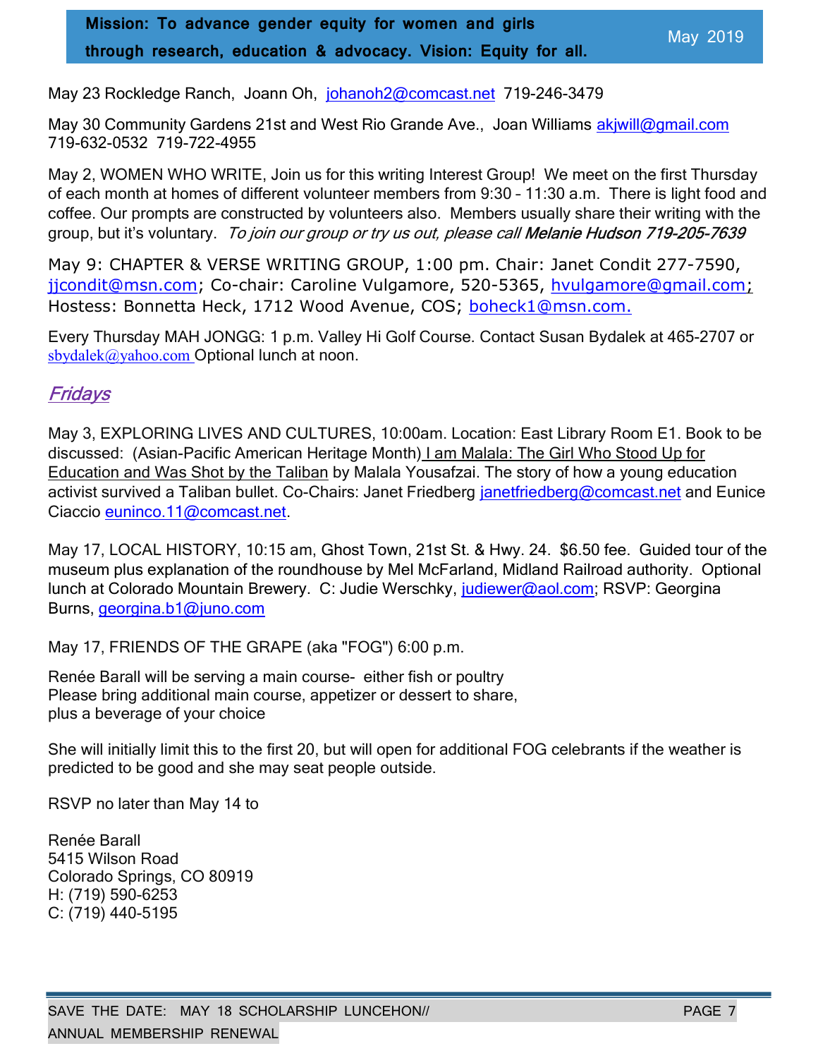May 23 Rockledge Ranch, Joann Oh, johanoh2@comcast.net 719-246-3479

May 30 Community Gardens 21st and West Rio Grande Ave., Joan Williams akjwill@gmail.com 719-632-0532 719-722-4955

May 2, WOMEN WHO WRITE, Join us for this writing Interest Group! We meet on the first Thursday of each month at homes of different volunteer members from 9:30 – 11:30 a.m. There is light food and coffee. Our prompts are constructed by volunteers also. Members usually share their writing with the group, but it's voluntary. *To join our group or try us out, please call* ***Melanie Hudson 719-205-7639***

May 9: CHAPTER & VERSE WRITING GROUP, 1:00 pm. Chair: Janet Condit 277-7590, jjcondit@msn.com; Co-chair: Caroline Vulgamore, 520-5365, hvulgamore@gmail.com; Hostess: Bonnetta Heck, 1712 Wood Avenue, COS; boheck1@msn.com.

Every Thursday MAH JONGG: 1 p.m. Valley Hi Golf Course. Contact Susan Bydalek at 465-2707 or sbydalek@yahoo.com Optional lunch at noon.

## *Fridays*

May 3, EXPLORING LIVES AND CULTURES, 10:00am. Location: East Library Room E1. Book to be discussed: (Asian-Pacific American Heritage Month) I am Malala: The Girl Who Stood Up for Education and Was Shot by the Taliban by Malala Yousafzai. The story of how a young education activist survived a Taliban bullet. Co-Chairs: Janet Friedberg janetfriedberg@comcast.net and Eunice Ciaccio euninco.11@comcast.net.

May 17, LOCAL HISTORY, 10:15 am, Ghost Town, 21st St. & Hwy. 24. $6.50 fee. Guided tour of the museum plus explanation of the roundhouse by Mel McFarland, Midland Railroad authority. Optional lunch at Colorado Mountain Brewery. C: Judie Werschky, judiewer@aol.com; RSVP: Georgina Burns, georgina.b1@juno.com

May 17, FRIENDS OF THE GRAPE (aka "FOG") 6:00 p.m.

Renée Barall will be serving a main course- either fish or poultry
Please bring additional main course, appetizer or dessert to share,
plus a beverage of your choice

She will initially limit this to the first 20, but will open for additional FOG celebrants if the weather is predicted to be good and she may seat people outside.

RSVP no later than May 14 to

Renée Barall
5415 Wilson Road
Colorado Springs, CO 80919
H: (719) 590-6253
C: (719) 440-5195

SAVE THE DATE: MAY 18 SCHOLARSHIP LUNCHEON//
ANNUAL MEMBERSHIP RENEWAL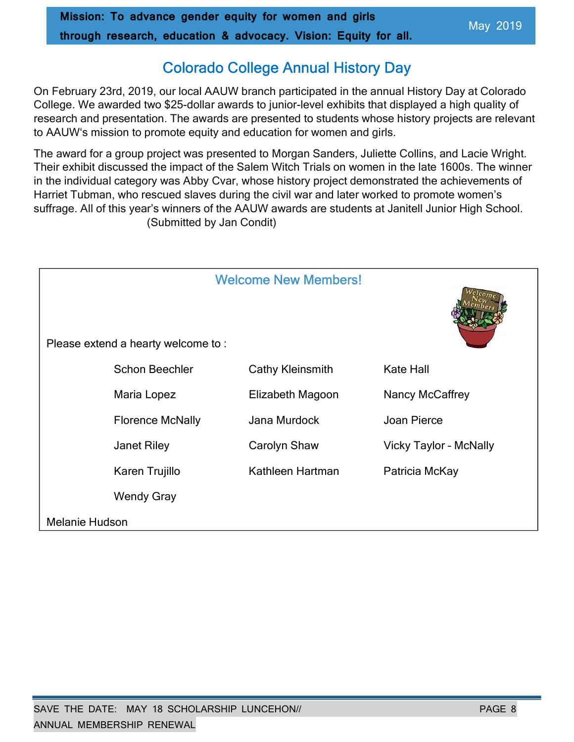Mission: To advance gender equity for women and girls through research, education & advocacy. Vision: Equity for all.

## Colorado College Annual History Day

On February 23rd, 2019, our local AAUW branch participated in the annual History Day at Colorado College. We awarded two $25-dollar awards to junior-level exhibits that displayed a high quality of research and presentation. The awards are presented to students whose history projects are relevant to AAUW's mission to promote equity and education for women and girls.

The award for a group project was presented to Morgan Sanders, Juliette Collins, and Lacie Wright. Their exhibit discussed the impact of the Salem Witch Trials on women in the late 1600s. The winner in the individual category was Abby Cvar, whose history project demonstrated the achievements of Harriet Tubman, who rescued slaves during the civil war and later worked to promote women's suffrage. All of this year's winners of the AAUW awards are students at Janitell Junior High School.

(Submitted by Jan Condit)

## Welcome New Members!

Please extend a hearty welcome to :

| | | |
|---|---|---|
| Schon Beechler | Cathy Kleinsmith | Kate Hall |
| Maria Lopez | Elizabeth Magoon | Nancy McCaffrey |
| Florence McNally | Jana Murdock | Joan Pierce |
| Janet Riley | Carolyn Shaw | Vicky Taylor - McNally |
| Karen Trujillo | Kathleen Hartman | Patricia McKay |
| Wendy Gray | | |

Melanie Hudson

SAVE THE DATE: MAY 18 SCHOLARSHIP LUNCHEON// ANNUAL MEMBERSHIP RENEWAL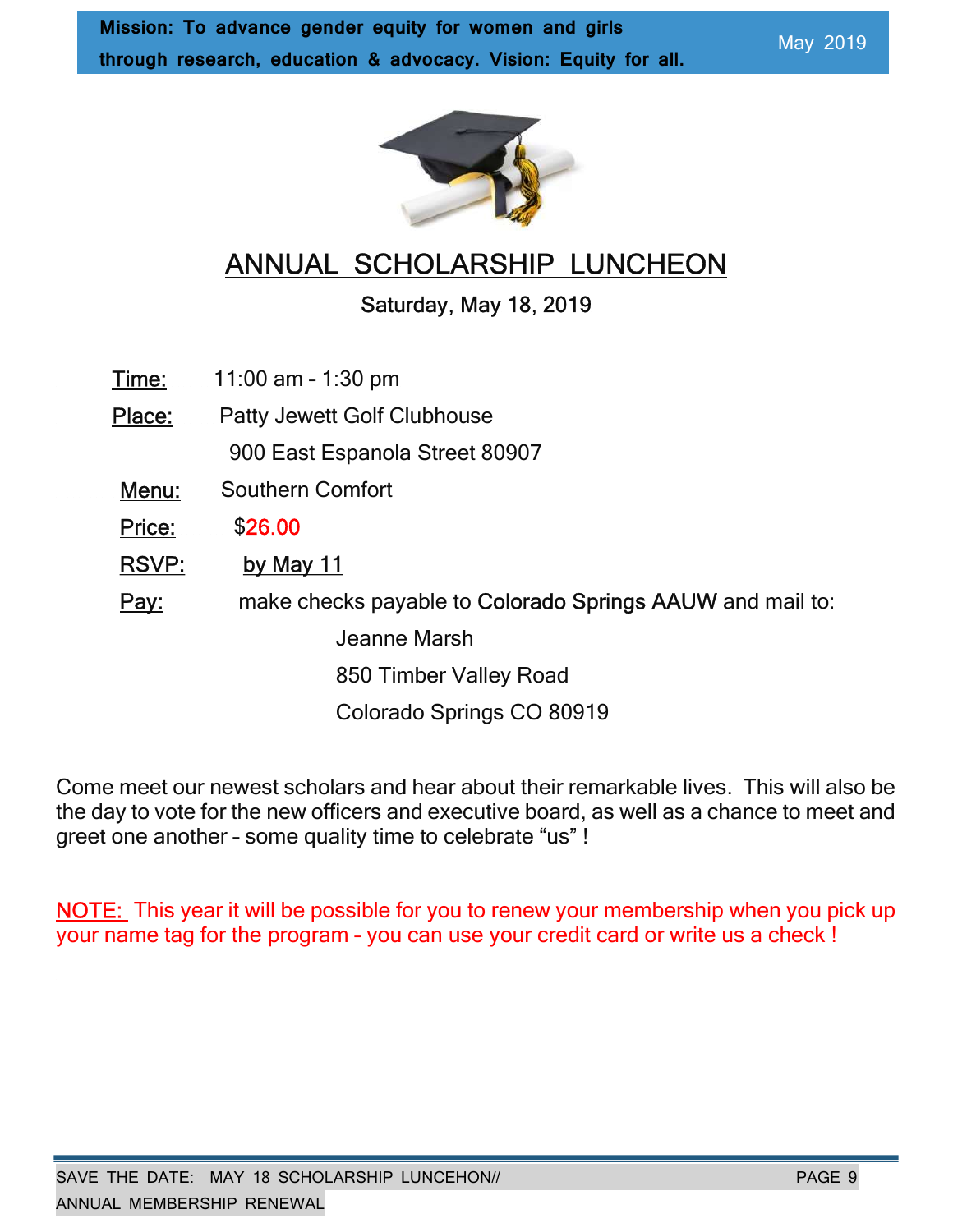# ANNUAL SCHOLARSHIP LUNCHEON

## Saturday, May 18, 2019

**Time:** 11:00 am – 1:30 pm

**Place:** Patty Jewett Golf Clubhouse
900 East Espanola Street 80907

**Menu:** Southern Comfort

**Price:** $26.00

**RSVP:** by May 11

**Pay:** make checks payable to Colorado Springs AAUW and mail to:

Jeanne Marsh
850 Timber Valley Road
Colorado Springs CO 80919

Come meet our newest scholars and hear about their remarkable lives. This will also be the day to vote for the new officers and executive board, as well as a chance to meet and greet one another – some quality time to celebrate "us" !

NOTE: This year it will be possible for you to renew your membership when you pick up your name tag for the program – you can use your credit card or write us a check !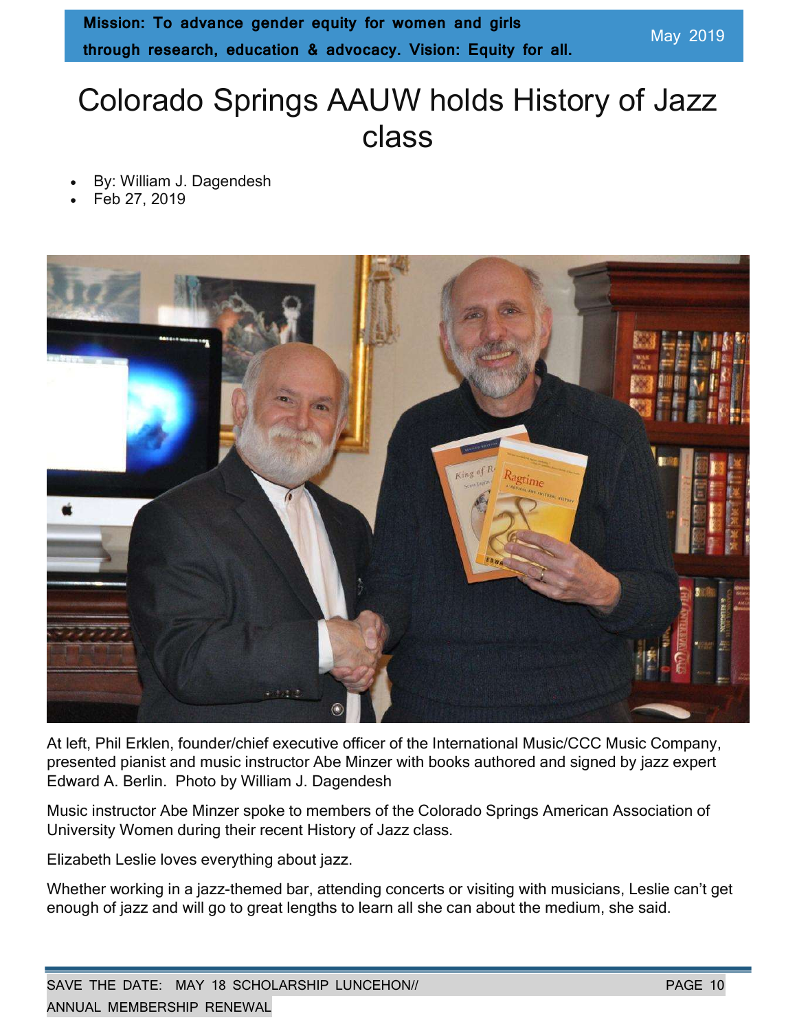# Colorado Springs AAUW holds History of Jazz class

- By: William J. Dagendesh
- Feb 27, 2019

At left, Phil Erklen, founder/chief executive officer of the International Music/CCC Music Company, presented pianist and music instructor Abe Minzer with books authored and signed by jazz expert Edward A. Berlin. Photo by William J. Dagendesh

Music instructor Abe Minzer spoke to members of the Colorado Springs American Association of University Women during their recent History of Jazz class.

Elizabeth Leslie loves everything about jazz.

Whether working in a jazz-themed bar, attending concerts or visiting with musicians, Leslie can't get enough of jazz and will go to great lengths to learn all she can about the medium, she said.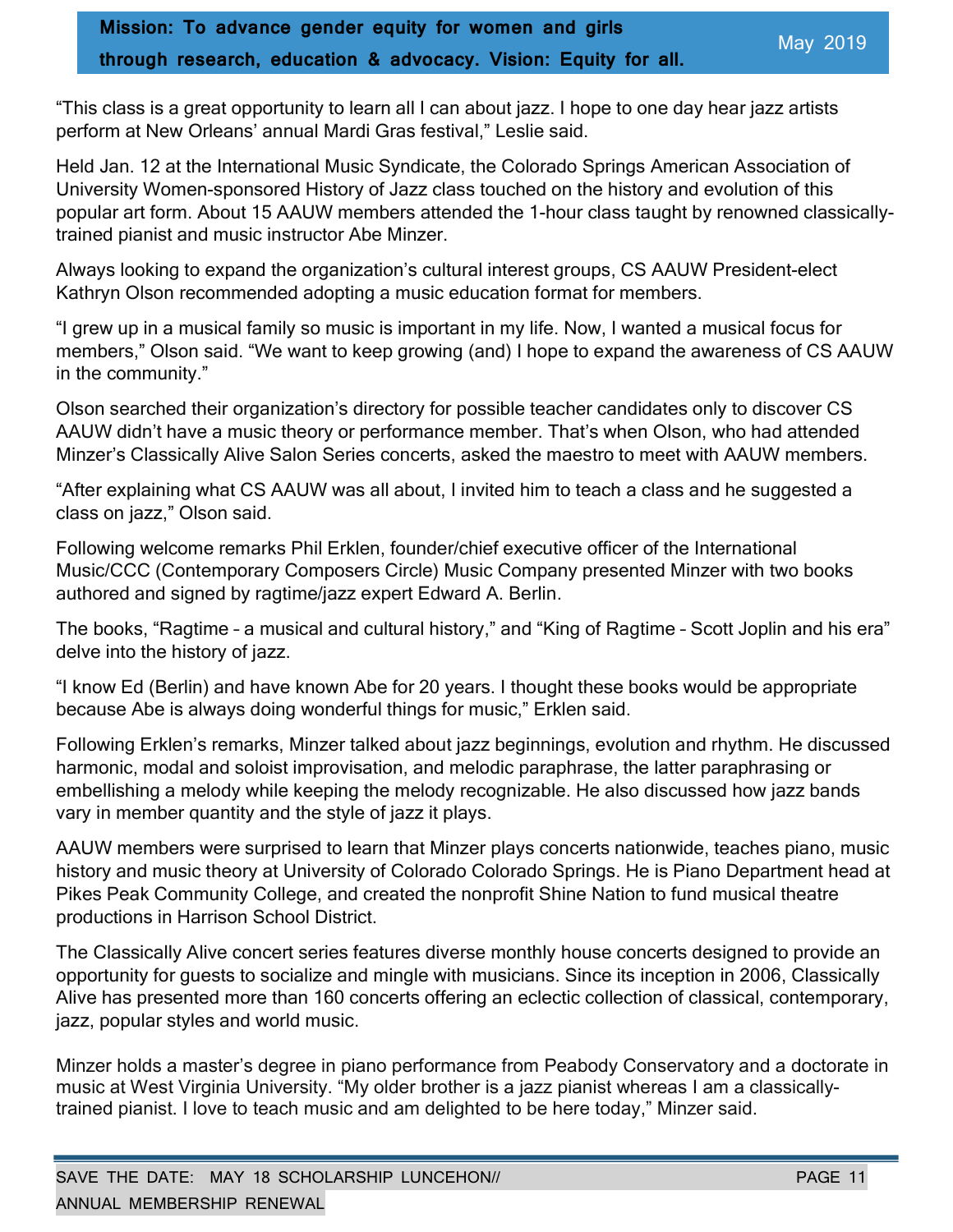"This class is a great opportunity to learn all I can about jazz. I hope to one day hear jazz artists perform at New Orleans' annual Mardi Gras festival," Leslie said.

Held Jan. 12 at the International Music Syndicate, the Colorado Springs American Association of University Women-sponsored History of Jazz class touched on the history and evolution of this popular art form. About 15 AAUW members attended the 1-hour class taught by renowned classically-trained pianist and music instructor Abe Minzer.

Always looking to expand the organization's cultural interest groups, CS AAUW President-elect Kathryn Olson recommended adopting a music education format for members.

"I grew up in a musical family so music is important in my life. Now, I wanted a musical focus for members," Olson said. "We want to keep growing (and) I hope to expand the awareness of CS AAUW in the community."

Olson searched their organization's directory for possible teacher candidates only to discover CS AAUW didn't have a music theory or performance member. That's when Olson, who had attended Minzer's Classically Alive Salon Series concerts, asked the maestro to meet with AAUW members.

"After explaining what CS AAUW was all about, I invited him to teach a class and he suggested a class on jazz," Olson said.

Following welcome remarks Phil Erklen, founder/chief executive officer of the International Music/CCC (Contemporary Composers Circle) Music Company presented Minzer with two books authored and signed by ragtime/jazz expert Edward A. Berlin.

The books, "Ragtime – a musical and cultural history," and "King of Ragtime – Scott Joplin and his era" delve into the history of jazz.

"I know Ed (Berlin) and have known Abe for 20 years. I thought these books would be appropriate because Abe is always doing wonderful things for music," Erklen said.

Following Erklen's remarks, Minzer talked about jazz beginnings, evolution and rhythm. He discussed harmonic, modal and soloist improvisation, and melodic paraphrase, the latter paraphrasing or embellishing a melody while keeping the melody recognizable. He also discussed how jazz bands vary in member quantity and the style of jazz it plays.

AAUW members were surprised to learn that Minzer plays concerts nationwide, teaches piano, music history and music theory at University of Colorado Colorado Springs. He is Piano Department head at Pikes Peak Community College, and created the nonprofit Shine Nation to fund musical theatre productions in Harrison School District.

The Classically Alive concert series features diverse monthly house concerts designed to provide an opportunity for guests to socialize and mingle with musicians. Since its inception in 2006, Classically Alive has presented more than 160 concerts offering an eclectic collection of classical, contemporary, jazz, popular styles and world music.

Minzer holds a master's degree in piano performance from Peabody Conservatory and a doctorate in music at West Virginia University. "My older brother is a jazz pianist whereas I am a classically-trained pianist. I love to teach music and am delighted to be here today," Minzer said.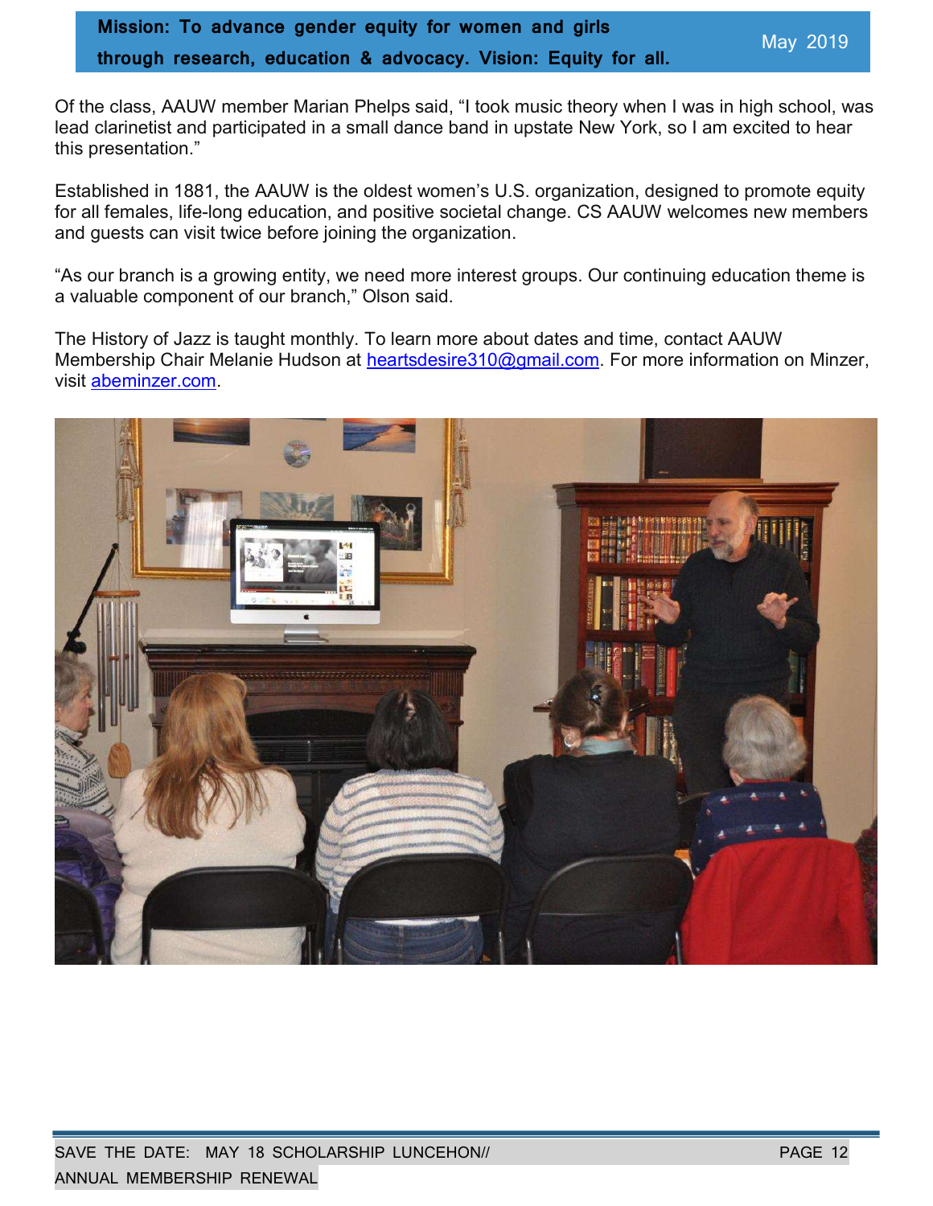Of the class, AAUW member Marian Phelps said, "I took music theory when I was in high school, was lead clarinetist and participated in a small dance band in upstate New York, so I am excited to hear this presentation."

Established in 1881, the AAUW is the oldest women's U.S. organization, designed to promote equity for all females, life-long education, and positive societal change. CS AAUW welcomes new members and guests can visit twice before joining the organization.

"As our branch is a growing entity, we need more interest groups. Our continuing education theme is a valuable component of our branch," Olson said.

The History of Jazz is taught monthly. To learn more about dates and time, contact AAUW Membership Chair Melanie Hudson at heartsdesire310@gmail.com. For more information on Minzer, visit abeminzer.com.

SAVE THE DATE: MAY 18 SCHOLARSHIP LUNCHEON// ANNUAL MEMBERSHIP RENEWAL